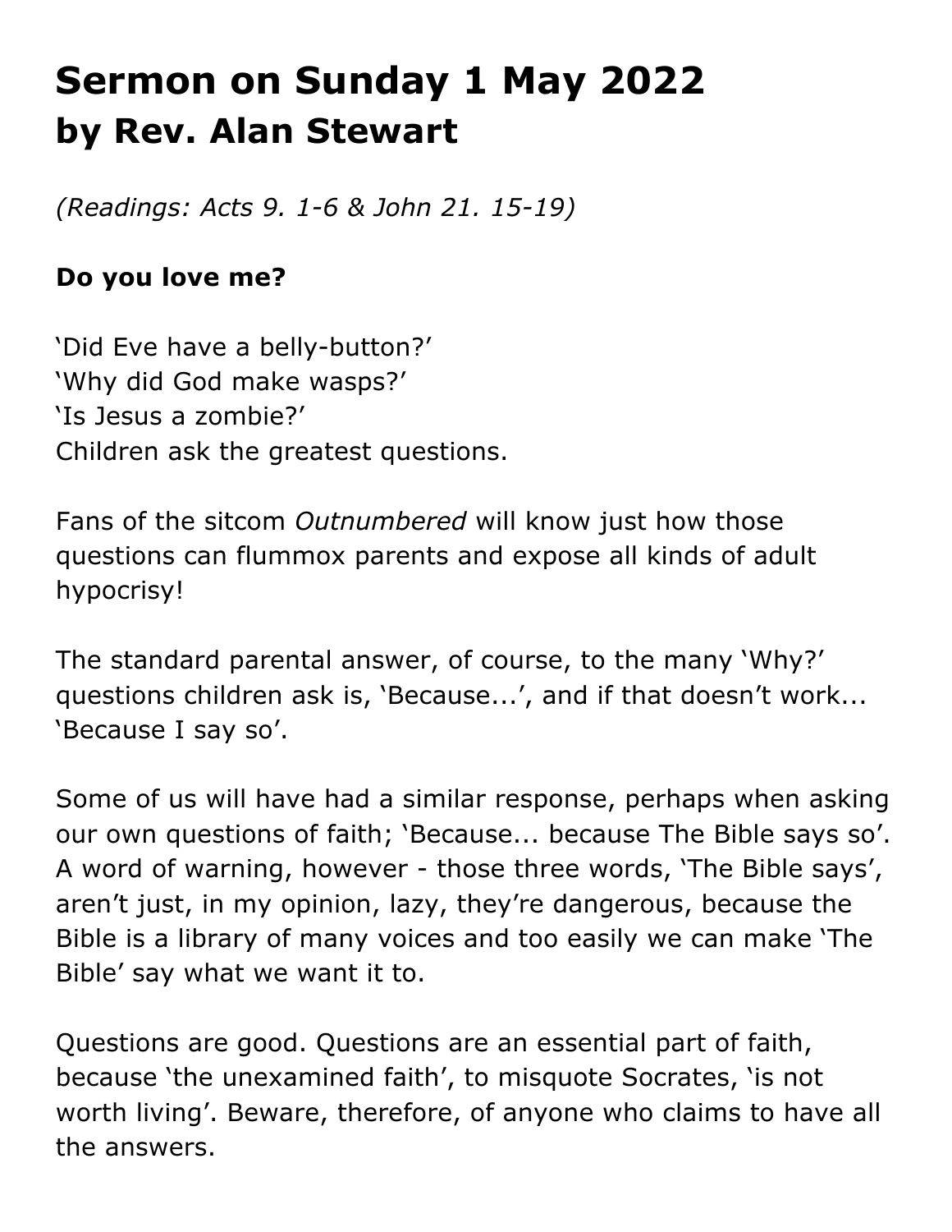# Sermon on Sunday 1 May 2022
## by Rev. Alan Stewart

*(Readings: Acts 9. 1-6 & John 21. 15-19)*

**Do you love me?**

'Did Eve have a belly-button?'
'Why did God make wasps?'
'Is Jesus a zombie?'
Children ask the greatest questions.

Fans of the sitcom *Outnumbered* will know just how those questions can flummox parents and expose all kinds of adult hypocrisy!

The standard parental answer, of course, to the many 'Why?' questions children ask is, 'Because...', and if that doesn't work... 'Because I say so'.

Some of us will have had a similar response, perhaps when asking our own questions of faith; 'Because... because The Bible says so'. A word of warning, however - those three words, 'The Bible says', aren't just, in my opinion, lazy, they're dangerous, because the Bible is a library of many voices and too easily we can make 'The Bible' say what we want it to.

Questions are good. Questions are an essential part of faith, because 'the unexamined faith', to misquote Socrates, 'is not worth living'. Beware, therefore, of anyone who claims to have all the answers.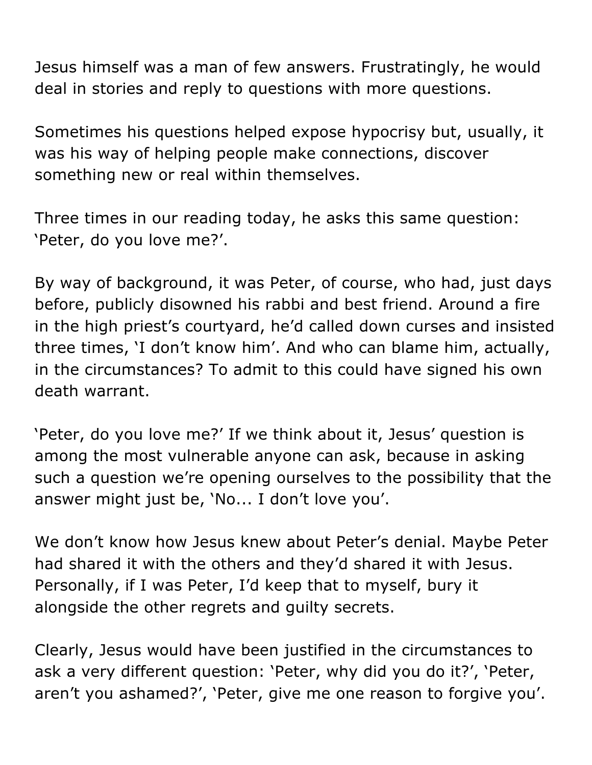Jesus himself was a man of few answers. Frustratingly, he would deal in stories and reply to questions with more questions.

Sometimes his questions helped expose hypocrisy but, usually, it was his way of helping people make connections, discover something new or real within themselves.

Three times in our reading today, he asks this same question: ‘Peter, do you love me?’.

By way of background, it was Peter, of course, who had, just days before, publicly disowned his rabbi and best friend. Around a fire in the high priest’s courtyard, he’d called down curses and insisted three times, ‘I don’t know him’. And who can blame him, actually, in the circumstances? To admit to this could have signed his own death warrant.

‘Peter, do you love me?’ If we think about it, Jesus’ question is among the most vulnerable anyone can ask, because in asking such a question we’re opening ourselves to the possibility that the answer might just be, ‘No... I don’t love you’.

We don’t know how Jesus knew about Peter’s denial. Maybe Peter had shared it with the others and they’d shared it with Jesus. Personally, if I was Peter, I’d keep that to myself, bury it alongside the other regrets and guilty secrets.

Clearly, Jesus would have been justified in the circumstances to ask a very different question: ‘Peter, why did you do it?’, ‘Peter, aren’t you ashamed?’, ‘Peter, give me one reason to forgive you’.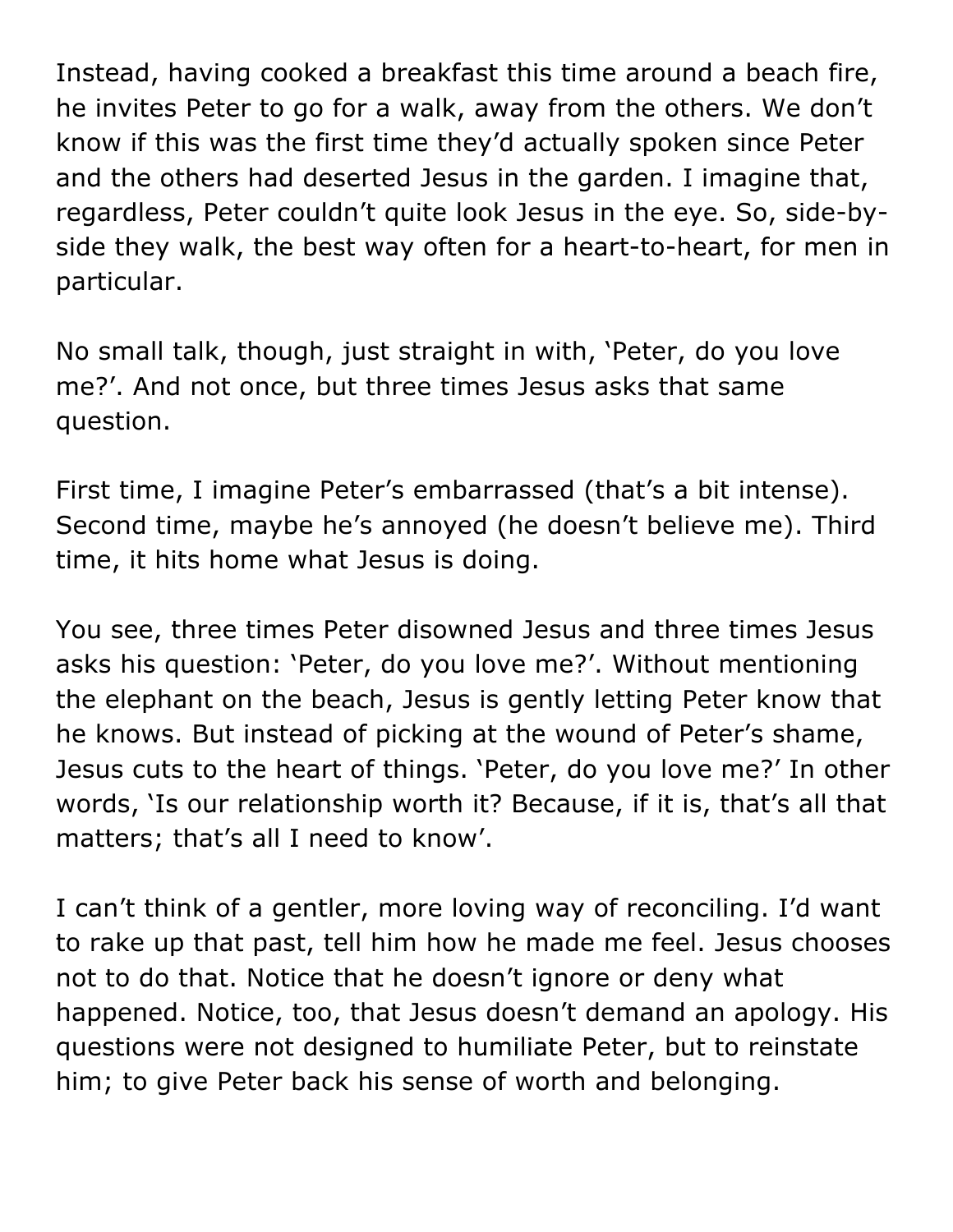Instead, having cooked a breakfast this time around a beach fire, he invites Peter to go for a walk, away from the others. We don't know if this was the first time they'd actually spoken since Peter and the others had deserted Jesus in the garden. I imagine that, regardless, Peter couldn't quite look Jesus in the eye. So, side-by-side they walk, the best way often for a heart-to-heart, for men in particular.

No small talk, though, just straight in with, 'Peter, do you love me?'. And not once, but three times Jesus asks that same question.

First time, I imagine Peter's embarrassed (that's a bit intense). Second time, maybe he's annoyed (he doesn't believe me). Third time, it hits home what Jesus is doing.

You see, three times Peter disowned Jesus and three times Jesus asks his question: 'Peter, do you love me?'. Without mentioning the elephant on the beach, Jesus is gently letting Peter know that he knows. But instead of picking at the wound of Peter's shame, Jesus cuts to the heart of things. 'Peter, do you love me?' In other words, 'Is our relationship worth it? Because, if it is, that's all that matters; that's all I need to know'.

I can't think of a gentler, more loving way of reconciling. I'd want to rake up that past, tell him how he made me feel. Jesus chooses not to do that. Notice that he doesn't ignore or deny what happened. Notice, too, that Jesus doesn't demand an apology. His questions were not designed to humiliate Peter, but to reinstate him; to give Peter back his sense of worth and belonging.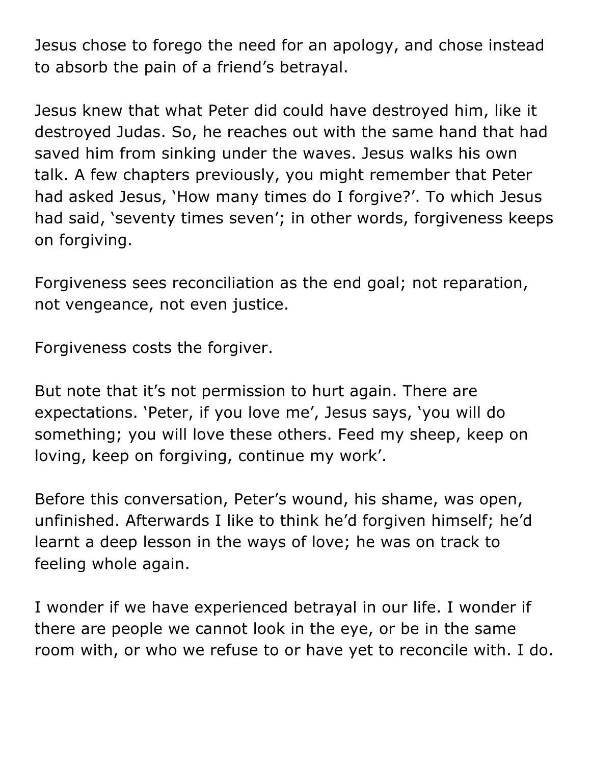Jesus chose to forego the need for an apology, and chose instead to absorb the pain of a friend's betrayal.

Jesus knew that what Peter did could have destroyed him, like it destroyed Judas. So, he reaches out with the same hand that had saved him from sinking under the waves. Jesus walks his own talk. A few chapters previously, you might remember that Peter had asked Jesus, 'How many times do I forgive?'. To which Jesus had said, 'seventy times seven'; in other words, forgiveness keeps on forgiving.

Forgiveness sees reconciliation as the end goal; not reparation, not vengeance, not even justice.

Forgiveness costs the forgiver.

But note that it's not permission to hurt again. There are expectations. 'Peter, if you love me', Jesus says, 'you will do something; you will love these others. Feed my sheep, keep on loving, keep on forgiving, continue my work'.

Before this conversation, Peter's wound, his shame, was open, unfinished. Afterwards I like to think he'd forgiven himself; he'd learnt a deep lesson in the ways of love; he was on track to feeling whole again.

I wonder if we have experienced betrayal in our life. I wonder if there are people we cannot look in the eye, or be in the same room with, or who we refuse to or have yet to reconcile with. I do.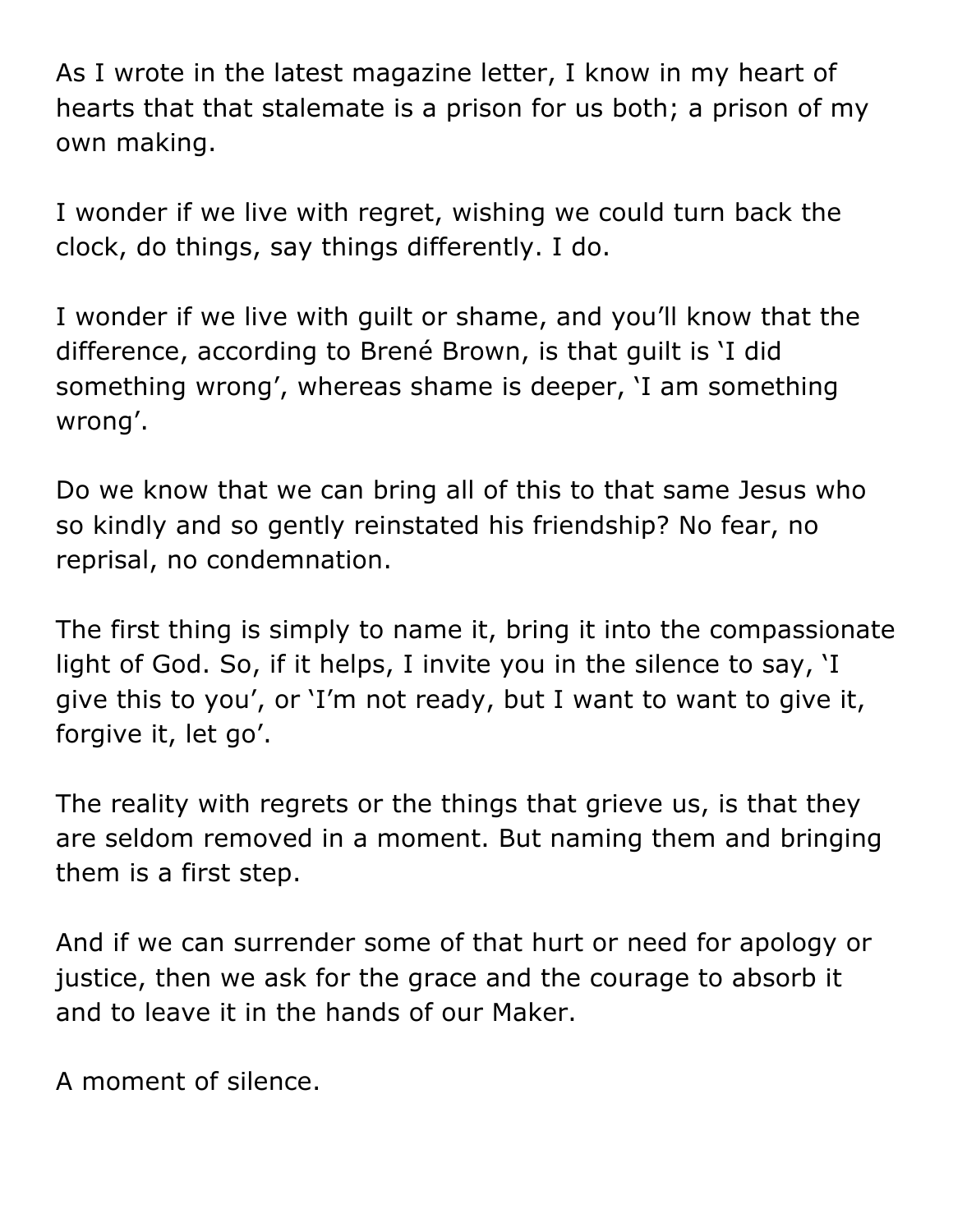As I wrote in the latest magazine letter, I know in my heart of hearts that that stalemate is a prison for us both; a prison of my own making.

I wonder if we live with regret, wishing we could turn back the clock, do things, say things differently. I do.

I wonder if we live with guilt or shame, and you'll know that the difference, according to Brené Brown, is that guilt is 'I did something wrong', whereas shame is deeper, 'I am something wrong'.

Do we know that we can bring all of this to that same Jesus who so kindly and so gently reinstated his friendship? No fear, no reprisal, no condemnation.

The first thing is simply to name it, bring it into the compassionate light of God. So, if it helps, I invite you in the silence to say, 'I give this to you', or 'I'm not ready, but I want to want to give it, forgive it, let go'.

The reality with regrets or the things that grieve us, is that they are seldom removed in a moment. But naming them and bringing them is a first step.

And if we can surrender some of that hurt or need for apology or justice, then we ask for the grace and the courage to absorb it and to leave it in the hands of our Maker.

A moment of silence.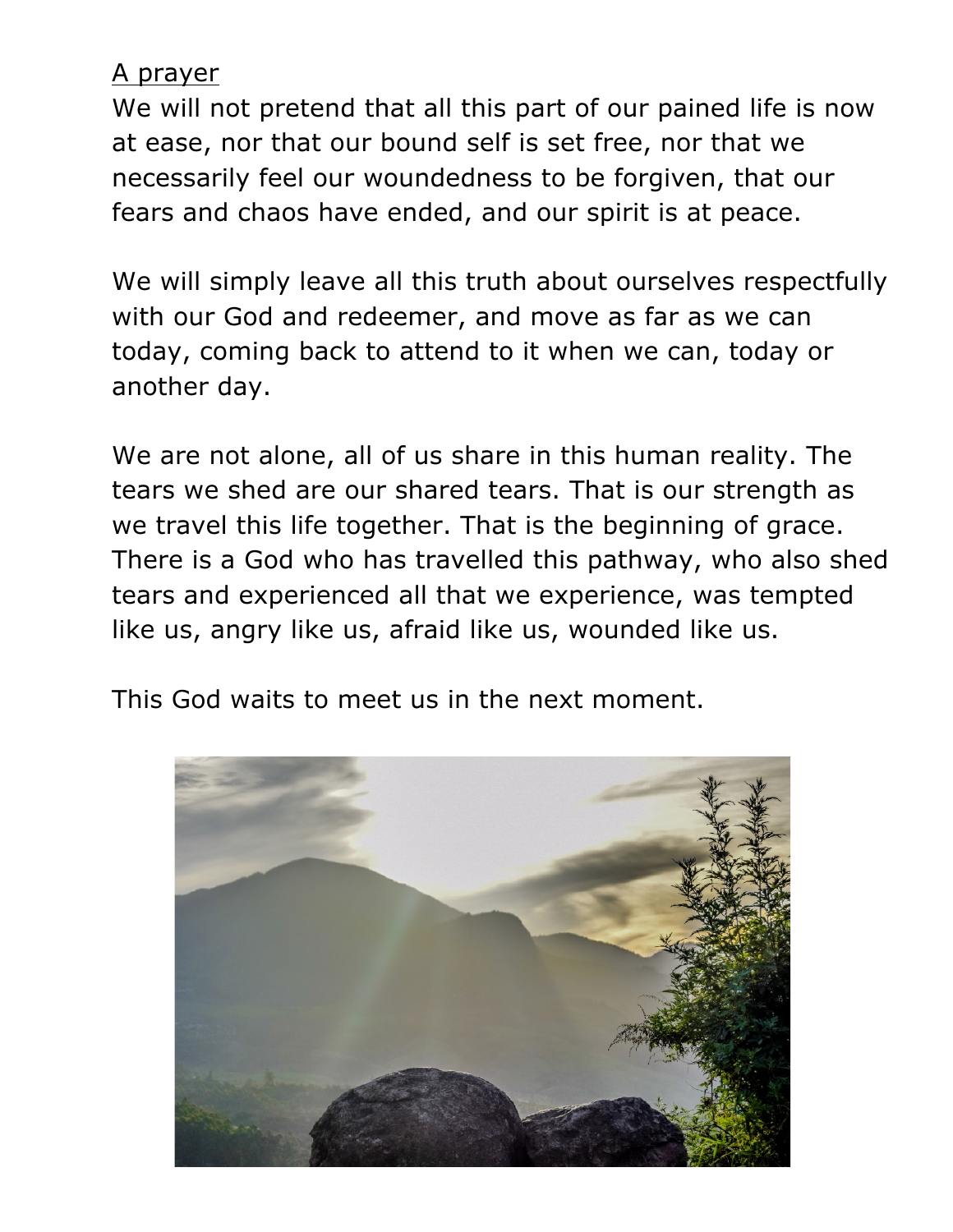A prayer

We will not pretend that all this part of our pained life is now at ease, nor that our bound self is set free, nor that we necessarily feel our woundedness to be forgiven, that our fears and chaos have ended, and our spirit is at peace.

We will simply leave all this truth about ourselves respectfully with our God and redeemer, and move as far as we can today, coming back to attend to it when we can, today or another day.

We are not alone, all of us share in this human reality. The tears we shed are our shared tears. That is our strength as we travel this life together. That is the beginning of grace. There is a God who has travelled this pathway, who also shed tears and experienced all that we experience, was tempted like us, angry like us, afraid like us, wounded like us.

This God waits to meet us in the next moment.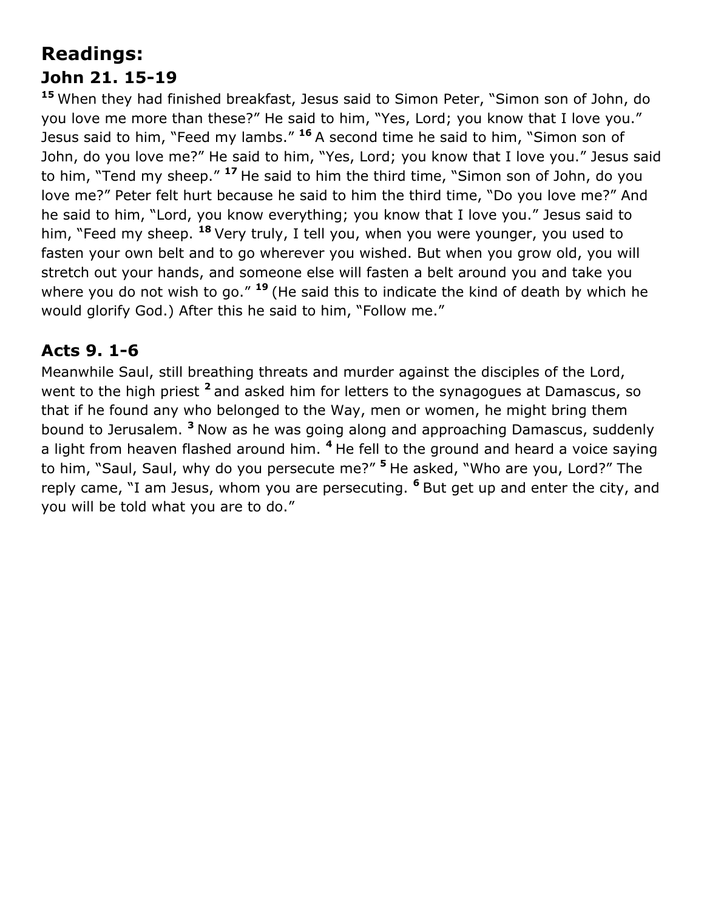# Readings:

## John 21. 15-19

[15] When they had finished breakfast, Jesus said to Simon Peter, "Simon son of John, do you love me more than these?" He said to him, "Yes, Lord; you know that I love you." Jesus said to him, "Feed my lambs." [16] A second time he said to him, "Simon son of John, do you love me?" He said to him, "Yes, Lord; you know that I love you." Jesus said to him, "Tend my sheep." [17] He said to him the third time, "Simon son of John, do you love me?" Peter felt hurt because he said to him the third time, "Do you love me?" And he said to him, "Lord, you know everything; you know that I love you." Jesus said to him, "Feed my sheep. [18] Very truly, I tell you, when you were younger, you used to fasten your own belt and to go wherever you wished. But when you grow old, you will stretch out your hands, and someone else will fasten a belt around you and take you where you do not wish to go." [19] (He said this to indicate the kind of death by which he would glorify God.) After this he said to him, "Follow me."

## Acts 9. 1-6

Meanwhile Saul, still breathing threats and murder against the disciples of the Lord, went to the high priest [2] and asked him for letters to the synagogues at Damascus, so that if he found any who belonged to the Way, men or women, he might bring them bound to Jerusalem. [3] Now as he was going along and approaching Damascus, suddenly a light from heaven flashed around him. [4] He fell to the ground and heard a voice saying to him, "Saul, Saul, why do you persecute me?" [5] He asked, "Who are you, Lord?" The reply came, "I am Jesus, whom you are persecuting. [6] But get up and enter the city, and you will be told what you are to do."